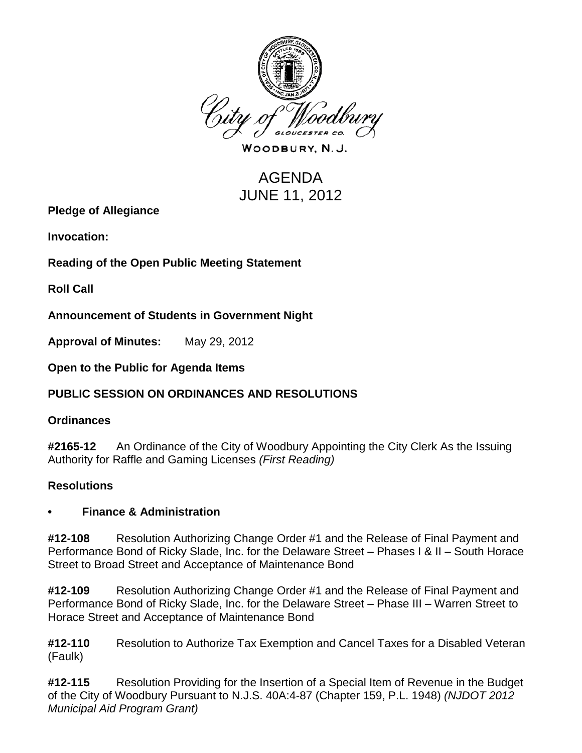City of Woodbury

WOODBURY, N. J.

# AGENDA
# JUNE 11, 2012

**Pledge of Allegiance**

**Invocation:**

**Reading of the Open Public Meeting Statement**

**Roll Call**

**Announcement of Students in Government Night**

**Approval of Minutes:** May 29, 2012

**Open to the Public for Agenda Items**

**PUBLIC SESSION ON ORDINANCES AND RESOLUTIONS**

**Ordinances**

**#2165-12** An Ordinance of the City of Woodbury Appointing the City Clerk As the Issuing Authority for Raffle and Gaming Licenses *(First Reading)*

**Resolutions**

- **Finance & Administration**

**#12-108** Resolution Authorizing Change Order #1 and the Release of Final Payment and Performance Bond of Ricky Slade, Inc. for the Delaware Street – Phases I & II – South Horace Street to Broad Street and Acceptance of Maintenance Bond

**#12-109** Resolution Authorizing Change Order #1 and the Release of Final Payment and Performance Bond of Ricky Slade, Inc. for the Delaware Street – Phase III – Warren Street to Horace Street and Acceptance of Maintenance Bond

**#12-110** Resolution to Authorize Tax Exemption and Cancel Taxes for a Disabled Veteran (Faulk)

**#12-115** Resolution Providing for the Insertion of a Special Item of Revenue in the Budget of the City of Woodbury Pursuant to N.J.S. 40A:4-87 (Chapter 159, P.L. 1948) *(NJDOT 2012 Municipal Aid Program Grant)*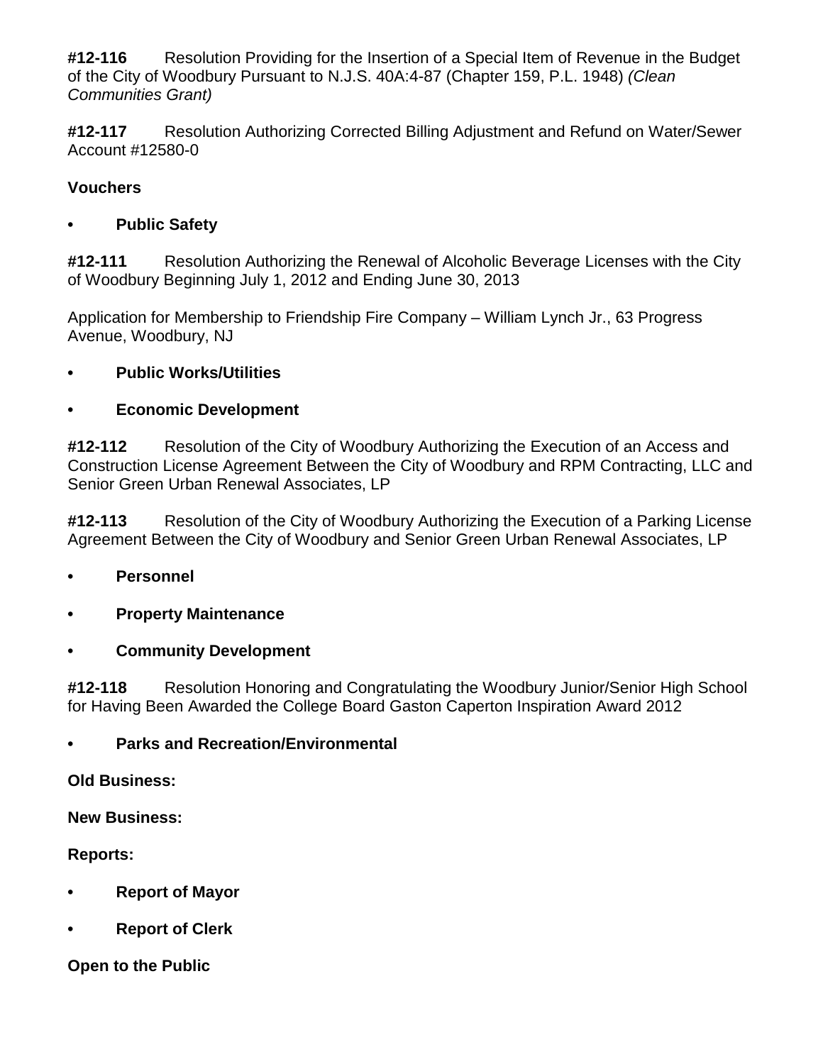**#12-116** Resolution Providing for the Insertion of a Special Item of Revenue in the Budget of the City of Woodbury Pursuant to N.J.S. 40A:4-87 (Chapter 159, P.L. 1948) *(Clean Communities Grant)*

**#12-117** Resolution Authorizing Corrected Billing Adjustment and Refund on Water/Sewer Account #12580-0

**Vouchers**

- **Public Safety**

**#12-111** Resolution Authorizing the Renewal of Alcoholic Beverage Licenses with the City of Woodbury Beginning July 1, 2012 and Ending June 30, 2013

Application for Membership to Friendship Fire Company – William Lynch Jr., 63 Progress Avenue, Woodbury, NJ

- **Public Works/Utilities**

- **Economic Development**

**#12-112** Resolution of the City of Woodbury Authorizing the Execution of an Access and Construction License Agreement Between the City of Woodbury and RPM Contracting, LLC and Senior Green Urban Renewal Associates, LP

**#12-113** Resolution of the City of Woodbury Authorizing the Execution of a Parking License Agreement Between the City of Woodbury and Senior Green Urban Renewal Associates, LP

- **Personnel**

- **Property Maintenance**

- **Community Development**

**#12-118** Resolution Honoring and Congratulating the Woodbury Junior/Senior High School for Having Been Awarded the College Board Gaston Caperton Inspiration Award 2012

- **Parks and Recreation/Environmental**

**Old Business:**

**New Business:**

**Reports:**

- **Report of Mayor**

- **Report of Clerk**

**Open to the Public**